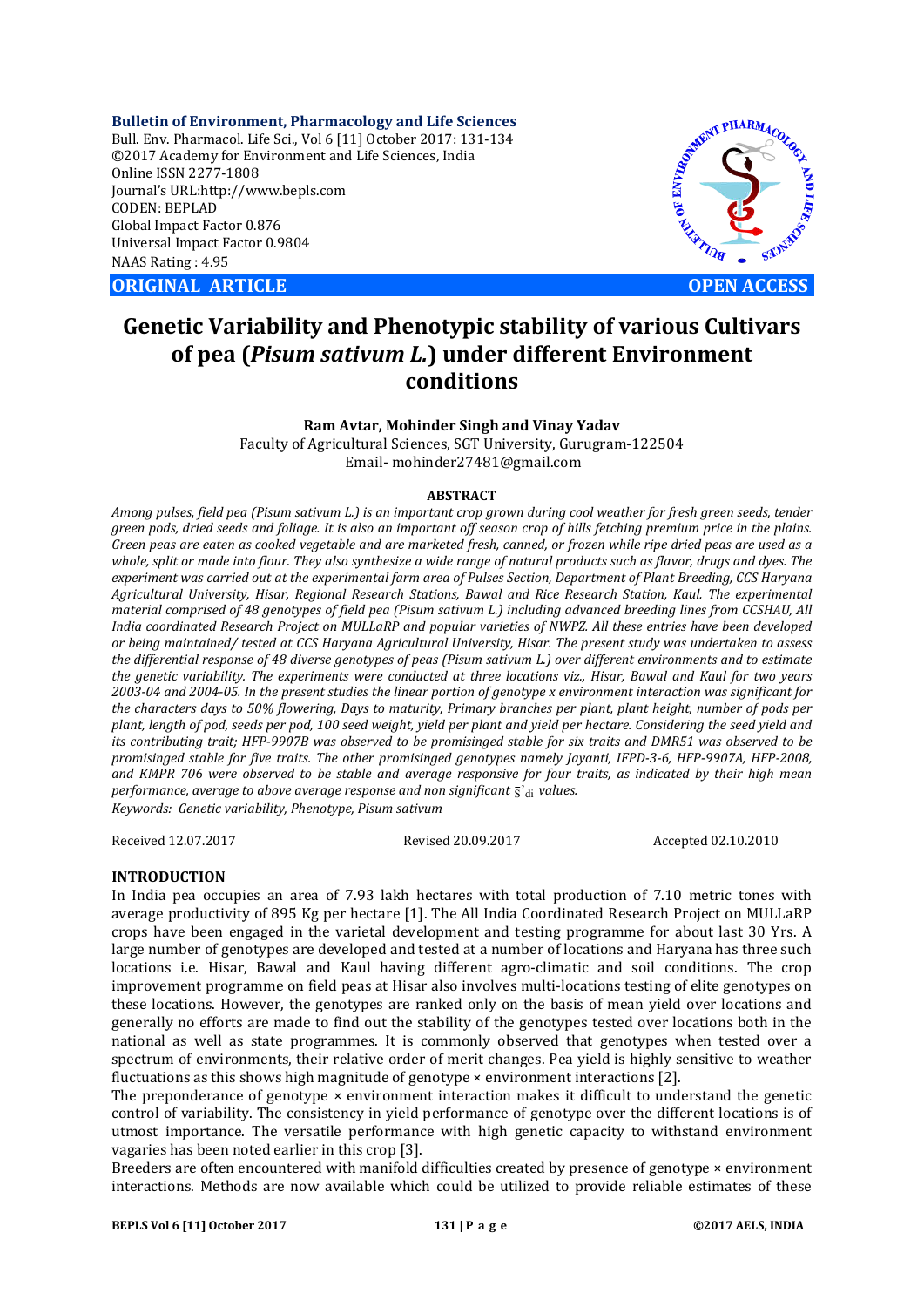**Bulletin of Environment, Pharmacology and Life Sciences**
Bull. Env. Pharmacol. Life Sci., Vol 6 [11] October 2017: 131-134
©2017 Academy for Environment and Life Sciences, India
Online ISSN 2277-1808
Journal's URL:http://www.bepls.com
CODEN: BEPLAD
Global Impact Factor 0.876
Universal Impact Factor 0.9804
NAAS Rating : 4.95

**ORIGINAL ARTICLE** **OPEN ACCESS**

# Genetic Variability and Phenotypic stability of various Cultivars of pea (*Pisum sativum L.*) under different Environment conditions

**Ram Avtar, Mohinder Singh and Vinay Yadav**

Faculty of Agricultural Sciences, SGT University, Gurugram-122504
Email- mohinder27481@gmail.com

## ABSTRACT

*Among pulses, field pea (Pisum sativum L.) is an important crop grown during cool weather for fresh green seeds, tender green pods, dried seeds and foliage. It is also an important off season crop of hills fetching premium price in the plains. Green peas are eaten as cooked vegetable and are marketed fresh, canned, or frozen while ripe dried peas are used as a whole, split or made into flour. They also synthesize a wide range of natural products such as flavor, drugs and dyes. The experiment was carried out at the experimental farm area of Pulses Section, Department of Plant Breeding, CCS Haryana Agricultural University, Hisar, Regional Research Stations, Bawal and Rice Research Station, Kaul. The experimental material comprised of 48 genotypes of field pea (Pisum sativum L.) including advanced breeding lines from CCSHAU, All India coordinated Research Project on MULLaRP and popular varieties of NWPZ. All these entries have been developed or being maintained/ tested at CCS Haryana Agricultural University, Hisar. The present study was undertaken to assess the differential response of 48 diverse genotypes of peas (Pisum sativum L.) over different environments and to estimate the genetic variability. The experiments were conducted at three locations viz., Hisar, Bawal and Kaul for two years 2003-04 and 2004-05. In the present studies the linear portion of genotype x environment interaction was significant for the characters days to 50% flowering, Days to maturity, Primary branches per plant, plant height, number of pods per plant, length of pod, seeds per pod, 100 seed weight, yield per plant and yield per hectare. Considering the seed yield and its contributing trait; HFP-9907B was observed to be promisinged stable for six traits and DMR51 was observed to be promisinged stable for five traits. The other promisinged genotypes namely Jayanti, IFPD-3-6, HFP-9907A, HFP-2008, and KMPR 706 were observed to be stable and average responsive for four traits, as indicated by their high mean performance, average to above average response and non significant $\bar{S}^2_{di}$ values.*

*Keywords: Genetic variability, Phenotype, Pisum sativum*

Received 12.07.2017 Revised 20.09.2017 Accepted 02.10.2010

## INTRODUCTION

In India pea occupies an area of 7.93 lakh hectares with total production of 7.10 metric tones with average productivity of 895 Kg per hectare [1]. The All India Coordinated Research Project on MULLaRP crops have been engaged in the varietal development and testing programme for about last 30 Yrs. A large number of genotypes are developed and tested at a number of locations and Haryana has three such locations i.e. Hisar, Bawal and Kaul having different agro-climatic and soil conditions. The crop improvement programme on field peas at Hisar also involves multi-locations testing of elite genotypes on these locations. However, the genotypes are ranked only on the basis of mean yield over locations and generally no efforts are made to find out the stability of the genotypes tested over locations both in the national as well as state programmes. It is commonly observed that genotypes when tested over a spectrum of environments, their relative order of merit changes. Pea yield is highly sensitive to weather fluctuations as this shows high magnitude of genotype × environment interactions [2].

The preponderance of genotype × environment interaction makes it difficult to understand the genetic control of variability. The consistency in yield performance of genotype over the different locations is of utmost importance. The versatile performance with high genetic capacity to withstand environment vagaries has been noted earlier in this crop [3].

Breeders are often encountered with manifold difficulties created by presence of genotype × environment interactions. Methods are now available which could be utilized to provide reliable estimates of these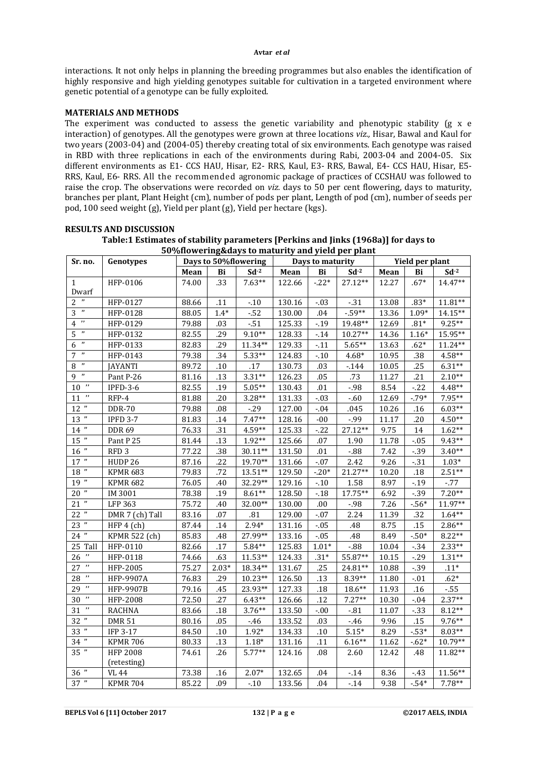interactions. It not only helps in planning the breeding programmes but also enables the identification of highly responsive and high yielding genotypes suitable for cultivation in a targeted environment where genetic potential of a genotype can be fully exploited.

## MATERIALS AND METHODS

The experiment was conducted to assess the genetic variability and phenotypic stability (g x e interaction) of genotypes. All the genotypes were grown at three locations *viz.,* Hisar, Bawal and Kaul for two years (2003-04) and (2004-05) thereby creating total of six environments. Each genotype was raised in RBD with three replications in each of the environments during Rabi, 2003-04 and 2004-05. Six different environments as E1- CCS HAU, Hisar, E2- RRS, Kaul, E3- RRS, Bawal, E4- CCS HAU, Hisar, E5- RRS, Kaul, E6- RRS. All the recommended agronomic package of practices of CCSHAU was followed to raise the crop. The observations were recorded on *viz.* days to 50 per cent flowering, days to maturity, branches per plant, Plant Height (cm), number of pods per plant, Length of pod (cm), number of seeds per pod, 100 seed weight (g), Yield per plant (g), Yield per hectare (kgs).

## RESULTS AND DISCUSSION

**Table:1 Estimates of stability parameters [Perkins and Jinks (1968a)] for days to 50%flowering&days to maturity and yield per plant**

| Sr. no. | Genotypes | Days to 50%flowering | | | Days to maturity | | | Yield per plant | | |
|---|---|---|---|---|---|---|---|---|---|---|
| | | Mean | Bi | $Sd^{-2}$ | Mean | Bi | $Sd^{-2}$ | Mean | Bi | $Sd^{-2}$ |
| 1 Dwarf | HFP-0106 | 74.00 | .33 | 7.63** | 122.66 | -.22* | 27.12** | 12.27 | .67* | 14.47** |
| 2 " | HFP-0127 | 88.66 | .11 | -.10 | 130.16 | -.03 | -.31 | 13.08 | .83* | 11.81** |
| 3 " | HFP-0128 | 88.05 | 1.4* | -.52 | 130.00 | .04 | -.59** | 13.36 | 1.09* | 14.15** |
| 4 " | HFP-0129 | 79.88 | .03 | -.51 | 125.33 | -.19 | 19.48** | 12.69 | .81* | 9.25** |
| 5 " | HFP-0132 | 82.55 | .29 | 9.10** | 128.33 | -.14 | 10.27** | 14.36 | 1.16* | 15.95** |
| 6 " | HFP-0133 | 82.83 | .29 | 11.34** | 129.33 | -.11 | 5.65** | 13.63 | .62* | 11.24** |
| 7 " | HFP-0143 | 79.38 | .34 | 5.33** | 124.83 | -.10 | 4.68* | 10.95 | .38 | 4.58** |
| 8 " | JAYANTI | 89.72 | .10 | .17 | 130.73 | .03 | -.144 | 10.05 | .25 | 6.31** |
| 9 " | Pant P-26 | 81.16 | .13 | 3.31** | 126.23 | .05 | .73 | 11.27 | .21 | 2.10** |
| 10 " | IPFD-3-6 | 82.55 | .19 | 5.05** | 130.43 | .01 | -.98 | 8.54 | -.22 | 4.48** |
| 11 " | RFP-4 | 81.88 | .20 | 3.28** | 131.33 | -.03 | -.60 | 12.69 | -.79* | 7.95** |
| 12 " | DDR-70 | 79.88 | .08 | -.29 | 127.00 | -.04 | .045 | 10.26 | .16 | 6.03** |
| 13 " | IPFD 3-7 | 81.83 | .14 | 7.47** | 128.16 | -00 | -.99 | 11.17 | .20 | 4.50** |
| 14 " | DDR 69 | 76.33 | .31 | 4.59** | 125.33 | -.22 | 27.12** | 9.75 | 14 | 1.62** |
| 15 " | Pant P 25 | 81.44 | .13 | 1.92** | 125.66 | .07 | 1.90 | 11.78 | -.05 | 9.43** |
| 16 " | RFD 3 | 77.22 | .38 | 30.11** | 131.50 | .01 | -.88 | 7.42 | -.39 | 3.40** |
| 17 " | HUDP 26 | 87.16 | .22 | 19.70** | 131.66 | -.07 | 2.42 | 9.26 | -.31 | 1.03* |
| 18 " | KPMR 683 | 79.83 | .72 | 13.51** | 129.50 | -.20* | 21.27** | 10.20 | .18 | 2.51** |
| 19 " | KPMR 682 | 76.05 | .40 | 32.29** | 129.16 | -.10 | 1.58 | 8.97 | -.19 | -.77 |
| 20 " | IM 3001 | 78.38 | .19 | 8.61** | 128.50 | -.18 | 17.75** | 6.92 | -.39 | 7.20** |
| 21 " | LFP 363 | 75.72 | .40 | 32.00** | 130.00 | .00 | -.98 | 7.26 | -.56* | 11.97** |
| 22 " | DMR 7 (ch) Tall | 83.16 | .07 | .81 | 129.00 | -.07 | 2.24 | 11.39 | .32 | 1.64** |
| 23 " | HFP 4 (ch) | 87.44 | .14 | 2.94* | 131.16 | -.05 | .48 | 8.75 | .15 | 2.86** |
| 24 " | KPMR 522 (ch) | 85.83 | .48 | 27.99** | 133.16 | -.05 | .48 | 8.49 | -.50* | 8.22** |
| 25 Tall | HFP-0110 | 82.66 | .17 | 5.84** | 125.83 | 1.01* | -.88 | 10.04 | -.34 | 2.33** |
| 26 " | HFP-0118 | 74.66 | .63 | 11.53** | 124.33 | .31* | 55.87** | 10.15 | -.29 | 1.31** |
| 27 " | HFP-2005 | 75.27 | 2.03* | 18.34** | 131.67 | .25 | 24.81** | 10.88 | -.39 | .11* |
| 28 " | HFP-9907A | 76.83 | .29 | 10.23** | 126.50 | .13 | 8.39** | 11.80 | -.01 | .62* |
| 29 " | HFP-9907B | 79.16 | .45 | 23.93** | 127.33 | .18 | 18.6** | 11.93 | .16 | -.55 |
| 30 " | HFP-2008 | 72.50 | .27 | 6.43** | 126.66 | .12 | 7.27** | 10.30 | -.04 | 2.37** |
| 31 " | RACHNA | 83.66 | .18 | 3.76** | 133.50 | -.00 | -.81 | 11.07 | -.33 | 8.12** |
| 32 " | DMR 51 | 80.16 | .05 | -.46 | 133.52 | .03 | -.46 | 9.96 | .15 | 9.76** |
| 33 " | IFP 3-17 | 84.50 | .10 | 1.92* | 134.33 | .10 | 5.15* | 8.29 | -.53* | 8.03** |
| 34 " | KPMR 706 | 80.33 | .13 | 1.18* | 131.16 | .11 | 6.16** | 11.62 | -.62* | 10.79** |
| 35 " | HFP 2008 (retesting) | 74.61 | .26 | 5.77** | 124.16 | .08 | 2.60 | 12.42 | .48 | 11.82** |
| 36 " | VL 44 | 73.38 | .16 | 2.07* | 132.65 | .04 | -.14 | 8.36 | -.43 | 11.56** |
| 37 " | KPMR 704 | 85.22 | .09 | -.10 | 133.56 | .04 | -.14 | 9.38 | -.54* | 7.78** |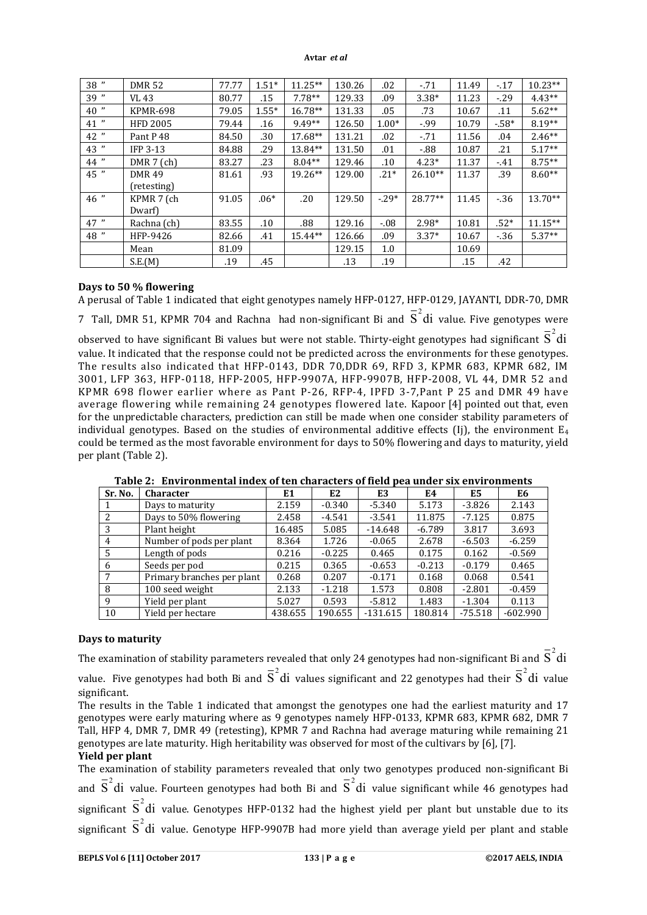| 38 " | DMR 52 | 77.77 | 1.51* | 11.25** | 130.26 | .02 | -.71 | 11.49 | -.17 | 10.23** |
|---|---|---|---|---|---|---|---|---|---|---|
| 39 " | VL 43 | 80.77 | .15 | 7.78** | 129.33 | .09 | 3.38* | 11.23 | -.29 | 4.43** |
| 40 " | KPMR-698 | 79.05 | 1.55* | 16.78** | 131.33 | .05 | .73 | 10.67 | .11 | 5.62** |
| 41 " | HFD 2005 | 79.44 | .16 | 9.49** | 126.50 | 1.00* | -.99 | 10.79 | -.58* | 8.19** |
| 42 " | Pant P 48 | 84.50 | .30 | 17.68** | 131.21 | .02 | -.71 | 11.56 | .04 | 2.46** |
| 43 " | IFP 3-13 | 84.88 | .29 | 13.84** | 131.50 | .01 | -.88 | 10.87 | .21 | 5.17** |
| 44 " | DMR 7 (ch) | 83.27 | .23 | 8.04** | 129.46 | .10 | 4.23* | 11.37 | -.41 | 8.75** |
| 45 " | DMR 49 (retesting) | 81.61 | .93 | 19.26** | 129.00 | .21* | 26.10** | 11.37 | .39 | 8.60** |
| 46 " | KPMR 7 (ch Dwarf) | 91.05 | .06* | .20 | 129.50 | -.29* | 28.77** | 11.45 | -.36 | 13.70** |
| 47 " | Rachna (ch) | 83.55 | .10 | .88 | 129.16 | -.08 | 2.98* | 10.81 | .52* | 11.15** |
| 48 " | HFP-9426 | 82.66 | .41 | 15.44** | 126.66 | .09 | 3.37* | 10.67 | -.36 | 5.37** |
| | Mean | 81.09 | | | 129.15 | 1.0 | | 10.69 | | |
| | S.E.(M) | .19 | .45 | | .13 | .19 | | .15 | .42 | |

**Days to 50 % flowering**

A perusal of Table 1 indicated that eight genotypes namely HFP-0127, HFP-0129, JAYANTI, DDR-70, DMR 7 Tall, DMR 51, KPMR 704 and Rachna had non-significant Bi and $\bar{S}^2di$ value. Five genotypes were observed to have significant Bi values but were not stable. Thirty-eight genotypes had significant $\bar{S}^2di$ value. It indicated that the response could not be predicted across the environments for these genotypes. The results also indicated that HFP-0143, DDR 70,DDR 69, RFD 3, KPMR 683, KPMR 682, IM 3001, LFP 363, HFP-0118, HFP-2005, HFP-9907A, HFP-9907B, HFP-2008, VL 44, DMR 52 and KPMR 698 flower earlier where as Pant P-26, RFP-4, IPFD 3-7,Pant P 25 and DMR 49 have average flowering while remaining 24 genotypes flowered late. Kapoor [4] pointed out that, even for the unpredictable characters, prediction can still be made when one consider stability parameters of individual genotypes. Based on the studies of environmental additive effects (Ij), the environment $E_4$ could be termed as the most favorable environment for days to 50% flowering and days to maturity, yield per plant (Table 2).

**Table 2: Environmental index of ten characters of field pea under six environments**

| Sr. No. | Character | E1 | E2 | E3 | E4 | E5 | E6 |
|---|---|---|---|---|---|---|---|
| 1 | Days to maturity | 2.159 | -0.340 | -5.340 | 5.173 | -3.826 | 2.143 |
| 2 | Days to 50% flowering | 2.458 | -4.541 | -3.541 | 11.875 | -7.125 | 0.875 |
| 3 | Plant height | 16.485 | 5.085 | -14.648 | -6.789 | 3.817 | 3.693 |
| 4 | Number of pods per plant | 8.364 | 1.726 | -0.065 | 2.678 | -6.503 | -6.259 |
| 5 | Length of pods | 0.216 | -0.225 | 0.465 | 0.175 | 0.162 | -0.569 |
| 6 | Seeds per pod | 0.215 | 0.365 | -0.653 | -0.213 | -0.179 | 0.465 |
| 7 | Primary branches per plant | 0.268 | 0.207 | -0.171 | 0.168 | 0.068 | 0.541 |
| 8 | 100 seed weight | 2.133 | -1.218 | 1.573 | 0.808 | -2.801 | -0.459 |
| 9 | Yield per plant | 5.027 | 0.593 | -5.812 | 1.483 | -1.304 | 0.113 |
| 10 | Yield per hectare | 438.655 | 190.655 | -131.615 | 180.814 | -75.518 | -602.990 |

**Days to maturity**

The examination of stability parameters revealed that only 24 genotypes had non-significant Bi and $\bar{S}^2di$ value. Five genotypes had both Bi and $\bar{S}^2di$ values significant and 22 genotypes had their $\bar{S}^2di$ value significant.

The results in the Table 1 indicated that amongst the genotypes one had the earliest maturity and 17 genotypes were early maturing where as 9 genotypes namely HFP-0133, KPMR 683, KPMR 682, DMR 7 Tall, HFP 4, DMR 7, DMR 49 (retesting), KPMR 7 and Rachna had average maturing while remaining 21 genotypes are late maturity. High heritability was observed for most of the cultivars by [6], [7].

**Yield per plant**

The examination of stability parameters revealed that only two genotypes produced non-significant Bi and $\bar{S}^2di$ value. Fourteen genotypes had both Bi and $\bar{S}^2di$ value significant while 46 genotypes had significant $\bar{S}^2di$ value. Genotypes HFP-0132 had the highest yield per plant but unstable due to its significant $\bar{S}^2di$ value. Genotype HFP-9907B had more yield than average yield per plant and stable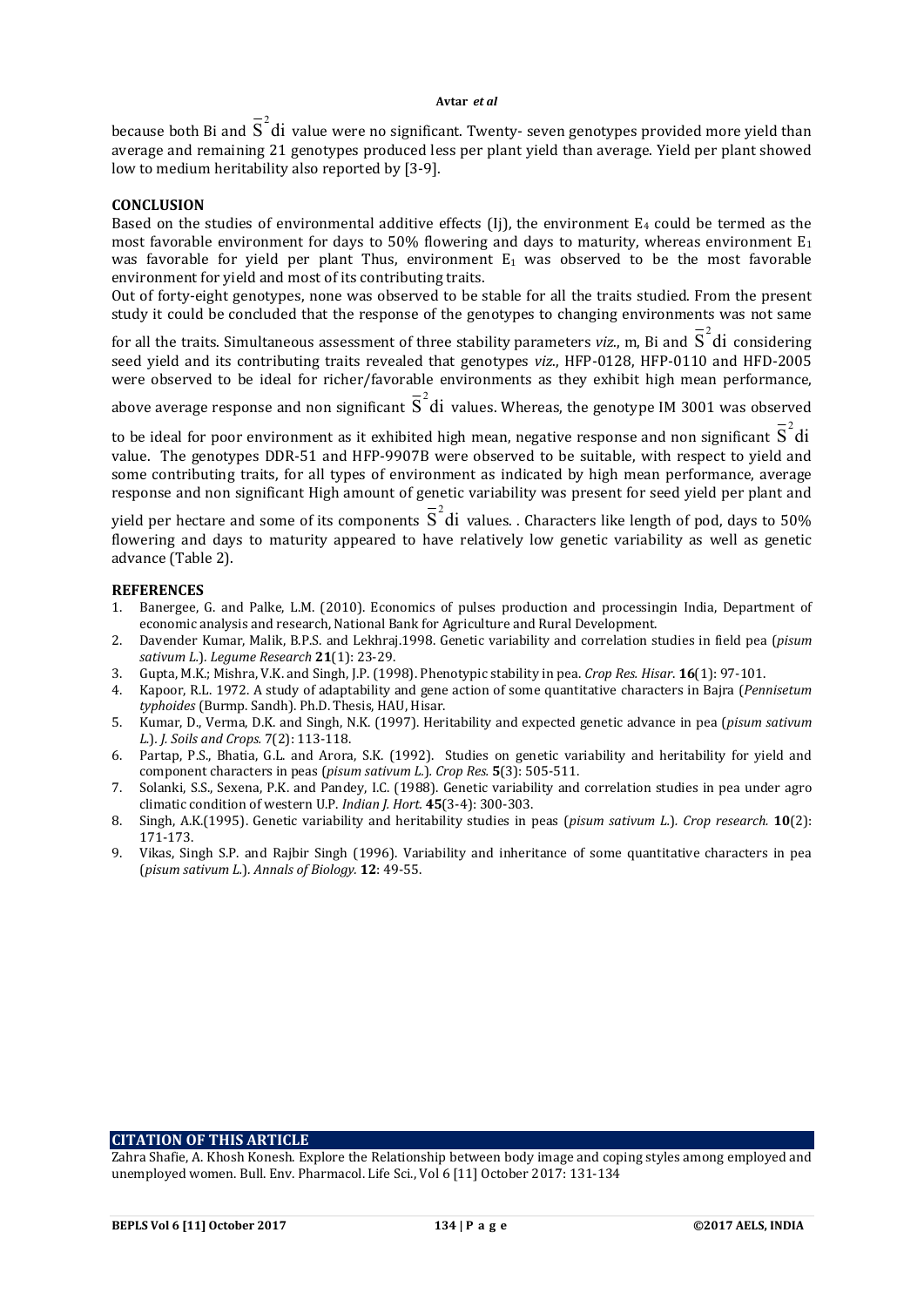because both Bi and $\overline{S}^2 di$ value were no significant. Twenty- seven genotypes provided more yield than average and remaining 21 genotypes produced less per plant yield than average. Yield per plant showed low to medium heritability also reported by [3-9].

## CONCLUSION

Based on the studies of environmental additive effects (Ij), the environment $E_4$ could be termed as the most favorable environment for days to 50% flowering and days to maturity, whereas environment $E_1$ was favorable for yield per plant Thus, environment $E_1$ was observed to be the most favorable environment for yield and most of its contributing traits.

Out of forty-eight genotypes, none was observed to be stable for all the traits studied. From the present study it could be concluded that the response of the genotypes to changing environments was not same for all the traits. Simultaneous assessment of three stability parameters *viz.*, m, Bi and $\overline{S}^2 di$ considering seed yield and its contributing traits revealed that genotypes *viz.*, HFP-0128, HFP-0110 and HFD-2005 were observed to be ideal for richer/favorable environments as they exhibit high mean performance, above average response and non significant $\overline{S}^2 di$ values. Whereas, the genotype IM 3001 was observed to be ideal for poor environment as it exhibited high mean, negative response and non significant $\overline{S}^2 di$ value. The genotypes DDR-51 and HFP-9907B were observed to be suitable, with respect to yield and some contributing traits, for all types of environment as indicated by high mean performance, average response and non significant High amount of genetic variability was present for seed yield per plant and yield per hectare and some of its components $\overline{S}^2 di$ values. . Characters like length of pod, days to 50% flowering and days to maturity appeared to have relatively low genetic variability as well as genetic advance (Table 2).

## REFERENCES

1. Banergee, G. and Palke, L.M. (2010). Economics of pulses production and processingin India, Department of economic analysis and research, National Bank for Agriculture and Rural Development.
2. Davender Kumar, Malik, B.P.S. and Lekhraj.1998. Genetic variability and correlation studies in field pea (*pisum sativum L.*). *Legume Research* **21**(1): 23-29.
3. Gupta, M.K.; Mishra, V.K. and Singh, J.P. (1998). Phenotypic stability in pea. *Crop Res. Hisar*. **16**(1): 97-101.
4. Kapoor, R.L. 1972. A study of adaptability and gene action of some quantitative characters in Bajra (*Pennisetum typhoides* (Burmp. Sandh). Ph.D. Thesis, HAU, Hisar.
5. Kumar, D., Verma, D.K. and Singh, N.K. (1997). Heritability and expected genetic advance in pea (*pisum sativum L.*). *J. Soils and Crops*. 7(2): 113-118.
6. Partap, P.S., Bhatia, G.L. and Arora, S.K. (1992). Studies on genetic variability and heritability for yield and component characters in peas (*pisum sativum L.*). *Crop Res.* **5**(3): 505-511.
7. Solanki, S.S., Sexena, P.K. and Pandey, I.C. (1988). Genetic variability and correlation studies in pea under agro climatic condition of western U.P. *Indian J. Hort.* **45**(3-4): 300-303.
8. Singh, A.K.(1995). Genetic variability and heritability studies in peas (*pisum sativum L.*). *Crop research.* **10**(2): 171-173.
9. Vikas, Singh S.P. and Rajbir Singh (1996). Variability and inheritance of some quantitative characters in pea (*pisum sativum L.*). *Annals of Biology.* **12**: 49-55.

**CITATION OF THIS ARTICLE**

Zahra Shafie, A. Khosh Konesh. Explore the Relationship between body image and coping styles among employed and unemployed women. Bull. Env. Pharmacol. Life Sci., Vol 6 [11] October 2017: 131-134